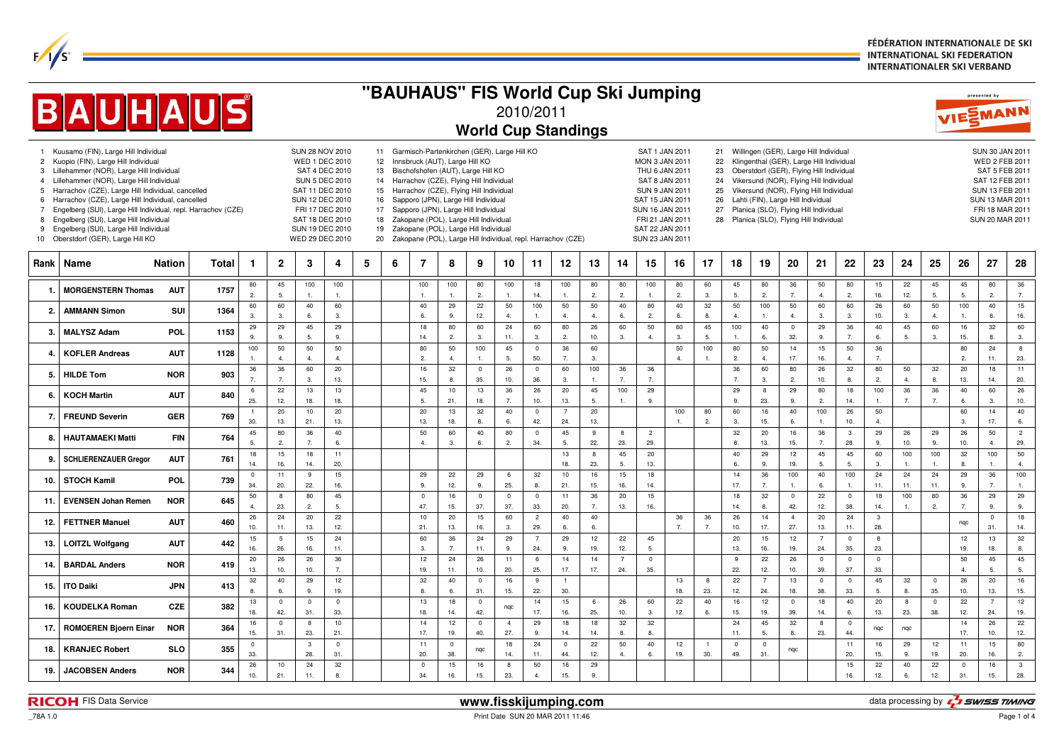# "BAUHAUS" FIS World Cup Ski Jumping

## 2010/2011

## World Cup Standings

FÉDÉRATION INTERNATIONALE DE SKI
INTERNATIONAL SKI FEDERATION
INTERNATIONALER SKI VERBAND

presented by VIESMANN

| No. | Competition | Date |
|---|---|---|
| 1 | Kuusamo (FIN), Large Hill Individual | SUN 28 NOV 2010 |
| 2 | Kuopio (FIN), Large Hill Individual | WED 1 DEC 2010 |
| 3 | Lillehammer (NOR), Large Hill Individual | SAT 4 DEC 2010 |
| 4 | Lillehammer (NOR), Large Hill Individual | SUN 5 DEC 2010 |
| 5 | Harrachov (CZE), Large Hill Individual, cancelled | SAT 11 DEC 2010 |
| 6 | Harrachov (CZE), Large Hill Individual, cancelled | SUN 12 DEC 2010 |
| 7 | Engelberg (SUI), Large Hill Individual, repl. Harrachov (CZE) | FRI 17 DEC 2010 |
| 8 | Engelberg (SUI), Large Hill Individual | SAT 18 DEC 2010 |
| 9 | Engelberg (SUI), Large Hill Individual | SUN 19 DEC 2010 |
| 10 | Oberstdorf (GER), Large Hill KO | WED 29 DEC 2010 |
| 11 | Garmisch-Partenkirchen (GER), Large Hill KO | SAT 1 JAN 2011 |
| 12 | Innsbruck (AUT), Large Hill KO | MON 3 JAN 2011 |
| 13 | Bischofshofen (AUT), Large Hill KO | THU 6 JAN 2011 |
| 14 | Harrachov (CZE), Flying Hill Individual | SAT 8 JAN 2011 |
| 15 | Harrachov (CZE), Flying Hill Individual | SUN 9 JAN 2011 |
| 16 | Sapporo (JPN), Large Hill Individual | SAT 15 JAN 2011 |
| 17 | Sapporo (JPN), Large Hill Individual | SUN 16 JAN 2011 |
| 18 | Zakopane (POL), Large Hill Individual | FRI 21 JAN 2011 |
| 19 | Zakopane (POL), Large Hill Individual | SAT 22 JAN 2011 |
| 20 | Zakopane (POL), Large Hill Individual, repl. Harrachov (CZE) | SUN 23 JAN 2011 |
| 21 | Willingen (GER), Large Hill Individual | SUN 30 JAN 2011 |
| 22 | Klingenthal (GER), Large Hill Individual | WED 2 FEB 2011 |
| 23 | Oberstdorf (GER), Flying Hill Individual | SAT 5 FEB 2011 |
| 24 | Vikersund (NOR), Flying Hill Individual | SAT 12 FEB 2011 |
| 25 | Vikersund (NOR), Flying Hill Individual | SUN 13 FEB 2011 |
| 26 | Lahti (FIN), Large Hill Individual | SUN 13 MAR 2011 |
| 27 | Planica (SLO), Flying Hill Individual | FRI 18 MAR 2011 |
| 28 | Planica (SLO), Flying Hill Individual | SUN 20 MAR 2011 |

| Rank | Name | Nation | Total | 1 | 2 | 3 | 4 | 5 | 6 | 7 | 8 | 9 | 10 | 11 | 12 | 13 | 14 | 15 | 16 | 17 | 18 | 19 | 20 | 21 | 22 | 23 | 24 | 25 | 26 | 27 | 28 |
|---|---|---|---|---|---|---|---|---|---|---|---|---|---|---|---|---|---|---|---|---|---|---|---|---|---|---|---|---|---|---|---|
| 1. | MORGENSTERN Thomas | AUT | 1757 | 80 / 2. | 45 / 5. | 100 / 1. | 100 / 1. | | | 100 / 1. | 100 / 1. | 80 / 2. | 100 / 1. | 18 / 14. | 100 / 1. | 80 / 2. | 80 / 2. | 100 / 1. | 80 / 2. | 60 / 3. | 45 / 5. | 80 / 2. | 36 / 7. | 50 / 4. | 80 / 2. | 15 / 16. | 22 / 12. | 45 / 5. | 45 / 5. | 80 / 2. | 36 / 7. |
| 2. | AMMANN Simon | SUI | 1364 | 60 / 3. | 60 / 3. | 40 / 6. | 60 / 3. | | | 40 / 6. | 29 / 9. | 22 / 12. | 50 / 4. | 100 / 1. | 50 / 4. | 50 / 4. | 40 / 6. | 80 / 2. | 40 / 6. | 32 / 8. | 50 / 4. | 100 / 1. | 50 / 4. | 60 / 3. | 60 / 3. | 26 / 10. | 60 / 3. | 50 / 4. | 100 / 1. | 40 / 6. | 15 / 16. |
| 3. | MALYSZ Adam | POL | 1153 | 29 / 9. | 29 / 9. | 45 / 5. | 29 / 9. | | | 18 / 14. | 80 / 2. | 60 / 3. | 24 / 11. | 60 / 3. | 80 / 2. | 26 / 10. | 60 / 3. | 50 / 4. | 60 / 3. | 45 / 5. | 100 / 1. | 40 / 6. | 0 / 32. | 29 / 9. | 36 / 7. | 40 / 6. | 45 / 5. | 60 / 3. | 16 / 15. | 32 / 8. | 60 / 3. |
| 4. | KOFLER Andreas | AUT | 1128 | 100 / 1. | 50 / 4. | 50 / 4. | 50 / 4. | | | 80 / 2. | 50 / 4. | 100 / 1. | 45 / 5. | 0 / 50. | 36 / 7. | 60 / 3. | | | 50 / 4. | 100 / 1. | 80 / 2. | 50 / 4. | 14 / 17. | 15 / 16. | 50 / 4. | 36 / 7. | | | 80 / 2. | 24 / 11. | 8 / 23. |
| 5. | HILDE Tom | NOR | 903 | 36 / 7. | 36 / 7. | 60 / 3. | 20 / 13. | | | 16 / 15. | 32 / 8. | 0 / 35. | 26 / 10. | 0 / 36. | 60 / 3. | 100 / 1. | 36 / 7. | 36 / 7. | | | 36 / 7. | 60 / 3. | 80 / 2. | 26 / 10. | 32 / 8. | 80 / 2. | 50 / 4. | 32 / 8. | 20 / 13. | 18 / 14. | 11 / 20. |
| 6. | KOCH Martin | AUT | 840 | 6 / 25. | 22 / 12. | 13 / 18. | 13 / 18. | | | 45 / 5. | 10 / 21. | 13 / 18. | 36 / 7. | 26 / 10. | 20 / 13. | 45 / 5. | 100 / 1. | 29 / 9. | | | 29 / 9. | 8 / 23. | 29 / 9. | 80 / 2. | 18 / 14. | 100 / 1. | 36 / 7. | 36 / 7. | 40 / 6. | 60 / 3. | 26 / 10. |
| 7. | FREUND Severin | GER | 769 | 1 / 30. | 20 / 13. | 10 / 21. | 20 / 13. | | | 20 / 13. | 13 / 18. | 32 / 8. | 40 / 6. | 0 / 42. | 7 / 24. | 20 / 13. | | | 100 / 1. | 80 / 2. | 60 / 3. | 16 / 15. | 40 / 6. | 100 / 1. | 26 / 10. | 50 / 4. | | | 60 / 3. | 14 / 17. | 40 / 6. |
| 8. | HAUTAMAEKI Matti | FIN | 764 | 45 / 5. | 80 / 2. | 36 / 7. | 40 / 6. | | | 50 / 4. | 60 / 3. | 40 / 6. | 80 / 2. | 0 / 34. | 45 / 5. | 9 / 22. | 8 / 23. | 2 / 29. | | | 32 / 8. | 20 / 13. | 16 / 15. | 36 / 7. | 3 / 28. | 29 / 9. | 26 / 10. | 29 / 9. | 26 / 10. | 50 / 4. | 2 / 29. |
| 9. | SCHLIERENZAUER Gregor | AUT | 761 | 18 / 14. | 15 / 16. | 18 / 14. | 11 / 20. | | | | | | | | 13 / 18. | 8 / 23. | 45 / 5. | 20 / 13. | | | 40 / 6. | 29 / 9. | 12 / 19. | 45 / 5. | 45 / 5. | 60 / 3. | 100 / 1. | 100 / 1. | 32 / 8. | 100 / 1. | 50 / 4. |
| 10. | STOCH Kamil | POL | 739 | 0 / 34. | 11 / 20. | 9 / 22. | 15 / 16. | | | 29 / 9. | 22 / 12. | 29 / 9. | 6 / 25. | 32 / 8. | 10 / 21. | 16 / 15. | 15 / 16. | 18 / 14. | | | 14 / 17. | 36 / 7. | 100 / 1. | 40 / 6. | 100 / 1. | 24 / 11. | 24 / 11. | 24 / 11. | 29 / 9. | 36 / 7. | 100 / 1. |
| 11. | EVENSEN Johan Remen | NOR | 645 | 50 / 4. | 8 / 23. | 80 / 2. | 45 / 5. | | | 0 / 47. | 16 / 15. | 0 / 37. | 0 / 37. | 0 / 33. | 11 / 20. | 36 / 7. | 20 / 13. | 15 / 16. | | | 18 / 14. | 32 / 8. | 0 / 42. | 22 / 12. | 0 / 38. | 18 / 14. | 100 / 1. | 80 / 2. | 36 / 7. | 29 / 9. | 29 / 9. |
| 12. | FETTNER Manuel | AUT | 460 | 26 / 10. | 24 / 11. | 20 / 13. | 22 / 12. | | | 10 / 21. | 20 / 13. | 15 / 16. | 60 / 3. | 2 / 29. | 40 / 6. | 40 / 6. | | | 36 / 7. | 36 / 7. | 26 / 10. | 14 / 17. | 4 / 27. | 20 / 13. | 24 / 11. | 3 / 28. | | | nqc | 0 / 31. | 18 / 14. |
| 13. | LOITZL Wolfgang | AUT | 442 | 15 / 16. | 5 / 26. | 15 / 16. | 24 / 11. | | | 60 / 3. | 36 / 7. | 24 / 11. | 29 / 9. | 7 / 24. | 29 / 9. | 12 / 19. | 22 / 12. | 45 / 5. | | | 20 / 13. | 15 / 16. | 12 / 19. | 7 / 24. | 0 / 35. | 8 / 23. | | | 12 / 19. | 13 / 18. | 32 / 8. |
| 14. | BARDAL Anders | NOR | 419 | 20 / 13. | 26 / 10. | 26 / 10. | 36 / 7. | | | 12 / 19. | 24 / 11. | 26 / 10. | 11 / 20. | 6 / 25. | 14 / 17. | 14 / 17. | 7 / 24. | 0 / 35. | | | 9 / 22. | 22 / 12. | 26 / 10. | 0 / 39. | 0 / 37. | 0 / 33. | | | 50 / 4. | 45 / 5. | 45 / 5. |
| 15. | ITO Daiki | JPN | 413 | 32 / 8. | 40 / 6. | 29 / 9. | 12 / 19. | | | 32 / 8. | 40 / 6. | 0 / 31. | 16 / 15. | 9 / 22. | 1 / 30. | | | | 13 / 18. | 8 / 23. | 22 / 12. | 7 / 24. | 13 / 18. | 0 / 38. | 0 / 33. | 45 / 5. | 32 / 8. | 0 / 35. | 26 / 10. | 20 / 13. | 16 / 15. |
| 16. | KOUDELKA Roman | CZE | 382 | 13 / 18. | 0 / 42. | 0 / 31. | 0 / 33. | | | 13 / 18. | 18 / 14. | 0 / 42. | nqc | 14 / 17. | 15 / 16. | 6 / 25. | 26 / 10. | 60 / 3. | 22 / 12. | 40 / 6. | 16 / 15. | 12 / 19. | 0 / 39. | 18 / 14. | 40 / 6. | 20 / 13. | 8 / 23. | 0 / 38. | 22 / 12. | 7 / 24. | 12 / 19. |
| 17. | ROMOEREN Bjoern Einar | NOR | 364 | 16 / 15. | 0 / 31. | 8 / 23. | 10 / 21. | | | 14 / 17. | 12 / 19. | 0 / 40. | 4 / 27. | 29 / 9. | 18 / 14. | 18 / 14. | 32 / 8. | 32 / 8. | | | 24 / 11. | 45 / 5. | 32 / 8. | 8 / 23. | 0 / 44. | nqc | nqc | | 14 / 17. | 26 / 10. | 22 / 12. |
| 18. | KRANJEC Robert | SLO | 355 | 0 / 33. | | 3 / 28. | 0 / 31. | | | 11 / 20. | 0 / 38. | nqc | 18 / 14. | 24 / 11. | 0 / 44. | 22 / 12. | 50 / 4. | 40 / 6. | 12 / 19. | 1 / 30. | 0 / 49. | 0 / 31. | nqc | | 11 / 20. | 16 / 15. | 29 / 9. | 12 / 19. | 11 / 20. | 15 / 16. | 80 / 2. |
| 19. | JACOBSEN Anders | NOR | 344 | 26 / 10. | 10 / 21. | 24 / 11. | 32 / 8. | | | 0 / 34. | 15 / 16. | 16 / 15. | 8 / 23. | 50 / 4. | 16 / 15. | 29 / 9. | | | | | | | | | 15 / 16. | 22 / 12. | 40 / 6. | 22 / 12. | 0 / 31. | 16 / 15. | 3 / 28. |

RICOH FIS Data Service — www.fisskijumping.com — data processing by SWISS TIMING

_78A 1.0 — Print Date SUN 20 MAR 2011 11:46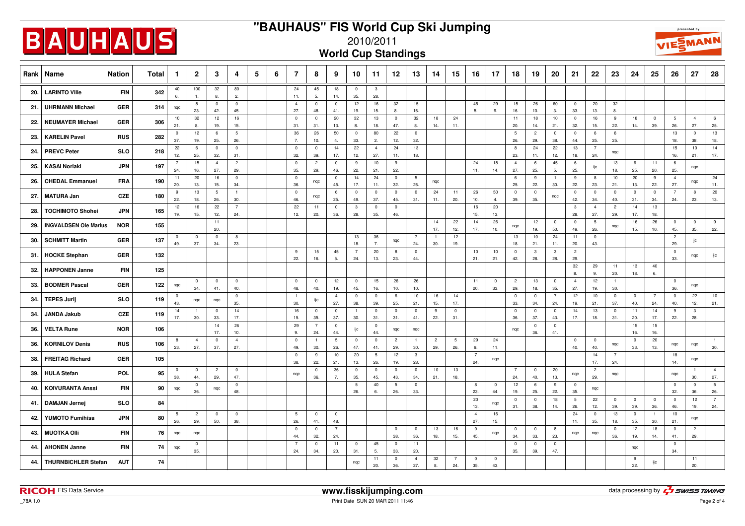# "BAUHAUS" FIS World Cup Ski Jumping

## 2010/2011

## World Cup Standings

Each round cell shows points followed by the rank in that competition.

| Rank | Name | Nation | Total | 1 | 2 | 3 | 4 | 5 | 6 | 7 | 8 | 9 | 10 | 11 | 12 | 13 | 14 | 15 | 16 | 17 | 18 | 19 | 20 | 21 | 22 | 23 | 24 | 25 | 26 | 27 | 28 |
|---|---|---|---|---|---|---|---|---|---|---|---|---|---|---|---|---|---|---|---|---|---|---|---|---|---|---|---|---|---|---|---|
| 20. | LARINTO Ville | FIN | 342 | 40 6. | 100 1. | 32 8. | 80 2. | | | 24 11. | 45 5. | 18 14. | 0 35. | 3 28. | | | | | | | | | | | | | | | | | |
| 21. | UHRMANN Michael | GER | 314 | nqc | 8 23. | 0 42. | 0 45. | | | 4 27. | 0 48. | 0 41. | 12 19. | 16 15. | 32 8. | 15 16. | | | 45 5. | 29 9. | 15 16. | 26 10. | 60 3. | 0 33. | 20 13. | 32 8. | | | | | |
| 22. | NEUMAYER Michael | GER | 306 | 10 21. | 32 8. | 12 19. | 16 15. | | | 0 31. | 0 31. | 20 13. | 32 8. | 13 18. | 0 47. | 32 8. | 18 14. | 24 11. | | | 11 20. | 18 14. | 10 21. | 0 32. | 16 15. | 9 22. | 18 14. | 0 39. | 5 26. | 4 27. | 6 25. |
| 23. | KARELIN Pavel | RUS | 282 | 0 37. | 12 19. | 6 25. | 5 26. | | | 36 7. | 26 10. | 50 4. | 0 33. | 80 2. | 22 12. | 0 32. | | | | | 5 26. | 2 29. | 0 38. | 0 44. | 6 25. | 6 25. | | | 13 18. | 0 38. | 13 18. |
| 24. | PREVC Peter | SLO | 218 | 22 12. | 6 25. | 0 32. | 0 31. | | | 0 32. | 0 39. | 14 17. | 22 12. | 4 27. | 24 11. | 13 18. | | | | | 8 23. | 24 11. | 22 12. | 13 18. | 7 24. | nqc | | | 15 16. | 10 21. | 14 17. |
| 25. | KASAI Noriaki | JPN | 197 | 7 24. | 15 16. | 4 27. | 2 29. | | | 0 35. | 2 29. | 0 46. | 9 22. | 10 21. | 9 22. | | | | 24 11. | 18 14. | 4 27. | 6 25. | 45 5. | 6 25. | ijc | 13 18. | 6 25. | 11 20. | 6 25. | nqc | |
| 26. | CHEDAL Emmanuel | FRA | 190 | 11 20. | 20 13. | 16 15. | 0 34. | | | 0 36. | nqc | 0 45. | 14 17. | 24 11. | 0 32. | 5 26. | nqc | | | | 6 25. | 9 22. | 1 30. | 9 22. | 8 23. | 10 21. | 20 13. | 9 22. | 4 27. | nqc | 24 11. |
| 27. | MATURA Jan | CZE | 180 | 9 22. | 13 18. | 5 26. | 1 30. | | | 0 46. | nqc | 6 25. | 0 49. | 0 37. | 0 45. | 0 31. | 24 11. | 11 20. | 26 10. | 50 4. | 0 39. | 0 35. | nqc | 0 42. | 0 34. | 0 40. | 0 31. | 0 34. | 7 24. | 8 23. | 20 13. |
| 28. | TOCHIMOTO Shohei | JPN | 165 | 12 19. | 16 15. | 22 12. | 7 24. | | | 22 12. | 11 20. | 0 36. | 3 28. | 0 35. | 0 46. | | | | 16 15. | 20 13. | | | | 3 28. | 4 27. | 2 29. | 14 17. | 13 18. | | | |
| 29. | INGVALDSEN Ole Marius | NOR | 155 | | | 11 20. | | | | | | | | | | | 14 17. | 22 12. | 14 17. | 26 10. | nqc | 12 19. | 0 50. | 0 49. | 5 26. | nqc | 16 15. | 26 10. | 0 45. | 0 35. | 9 22. |
| 30. | SCHMITT Martin | GER | 137 | 0 49. | 0 37. | 0 34. | 8 23. | | | | | | 13 18. | 36 7. | nqc | 7 24. | 1 30. | 12 19. | | | 13 18. | 10 21. | 24 11. | 11 20. | 0 43. | | | | 2 29. | ijc | |
| 31. | HOCKE Stephan | GER | 132 | | | | | | | 9 22. | 15 16. | 45 5. | 7 24. | 20 13. | 8 23. | 0 44. | | | 10 21. | 10 21. | 0 42. | 3 28. | 3 28. | 2 29. | | | | | 0 33. | nqc | ijc |
| 32. | HAPPONEN Janne | FIN | 125 | | | | | | | | | | | | | | | | | | | | | 32 8. | 29 9. | 11 20. | 13 18. | 40 6. | | | |
| 33. | BODMER Pascal | GER | 122 | nqc | 0 34. | 0 41. | 0 40. | | | 0 48. | 0 40. | 12 19. | 0 45. | 15 16. | 26 10. | 26 10. | | | 11 20. | 0 33. | 2 29. | 13 18. | 0 35. | 4 27. | 12 19. | 1 30. | | | 0 36. | nqc | |
| 34. | TEPES Jurij | SLO | 119 | 0 43. | nqc | nqc | 0 35. | | | 1 30. | ijc | 4 27. | 0 38. | 0 39. | 6 25. | 10 21. | 16 15. | 14 17. | | | 0 33. | 0 34. | 7 24. | 12 19. | 10 21. | 0 37. | 0 40. | 7 24. | 0 40. | 22 12. | 10 21. |
| 34. | JANDA Jakub | CZE | 119 | 14 17. | 1 30. | 0 33. | 14 17. | | | 16 15. | 0 35. | 0 37. | 1 30. | 0 31. | 0 31. | 0 41. | 9 22. | 0 31. | | | 0 36. | 0 37. | 0 43. | 14 17. | 13 18. | 0 31. | 11 20. | 14 17. | 9 22. | 3 28. | |
| 36. | VELTA Rune | NOR | 106 | | | 14 17. | 26 10. | | | 29 9. | 7 24. | 0 44. | ijc | 0 44. | nqc | nqc | | | | | nqc | 0 36. | 0 41. | | | | 15 16. | 15 16. | | | |
| 36. | KORNILOV Denis | RUS | 106 | 8 23. | 4 27. | 0 37. | 4 27. | | | 0 49. | 1 30. | 5 26. | 0 47. | 0 41. | 2 29. | 1 30. | 2 29. | 5 26. | 29 9. | 24 11. | | | | 0 40. | 0 40. | nqc | 0 33. | 20 13. | nqc | nqc | 1 30. |
| 38. | FREITAG Richard | GER | 105 | | | | | | | 0 38. | 9 22. | 10 21. | 20 13. | 5 26. | 12 19. | 3 28. | | | 7 24. | nqc | | | | | 14 17. | 7 24. | | | 18 14. | nqc | |
| 39. | HULA Stefan | POL | 95 | 0 38. | 0 44. | 2 29. | 0 47. | | | nqc | 0 36. | 36 7. | 0 35. | 0 45. | 0 43. | 0 34. | 10 21. | 13 18. | | | 7 24. | 0 40. | 20 13. | nqc | 2 29. | nqc | | | nqc | 1 30. | 4 27. |
| 40. | KOIVURANTA Anssi | FIN | 90 | nqc | 0 36. | nqc | 0 48. | | | | | | 5 26. | 40 6. | 5 26. | 0 33. | | | 8 23. | 0 44. | 12 19. | 6 25. | 9 22. | 0 35. | nqc | | | | 0 32. | 0 36. | 5 26. |
| 41. | DAMJAN Jernej | SLO | 84 | | | | | | | | | | | | | | | | 20 13. | nqc | 0 31. | 0 38. | 18 14. | 5 26. | 22 12. | 0 39. | 0 39. | 0 36. | 0 46. | 12 19. | 7 24. |
| 42. | YUMOTO Fumihisa | JPN | 80 | 5 26. | 2 29. | 0 50. | 0 38. | | | 5 26. | 0 41. | 0 48. | | | | | | | 4 27. | 16 15. | | | | 24 11. | 0 35. | 13 18. | 0 35. | 1 30. | 10 21. | nqc | |
| 43. | MUOTKA Olli | FIN | 76 | nqc | nqc | | | | | 0 44. | 0 32. | 7 24. | | | 0 38. | 0 36. | 13 18. | 16 15. | 0 45. | nqc | 0 34. | 0 40. | 8 23. | nqc | nqc | 0 36. | 12 19. | 18 14. | 0 41. | 2 29. | |
| 44. | AHONEN Janne | FIN | 74 | nqc | 0 35. | | | | | 7 24. | 0 34. | 11 20. | 0 31. | 45 5. | 0 33. | 11 20. | | | | | 0 35. | 0 39. | 0 47. | | | | nqc | | 0 34. | | |
| 44. | THURNBICHLER Stefan | AUT | 74 | | | | | | | | | | nqc | 11 20. | 0 36. | 4 27. | 32 8. | 7 24. | 0 35. | 0 43. | | | | | | | 9 22. | ijc | | 11 20. | |

FIS Data Service — www.fisskijumping.com — data processing by SWISS TIMING

_78A 1.0 — Print Date SUN 20 MAR 2011 11:46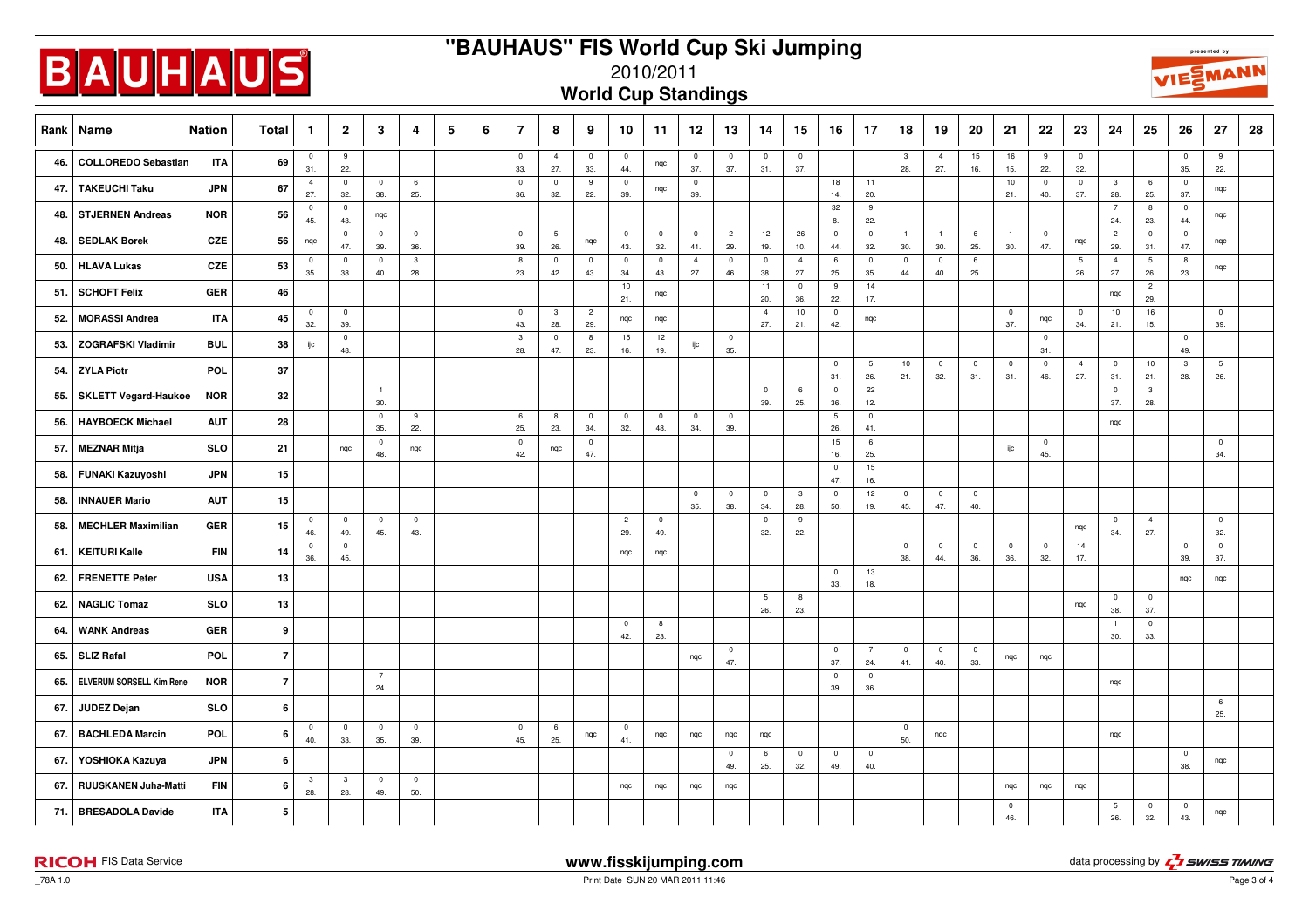# "BAUHAUS" FIS World Cup Ski Jumping

## 2010/2011

## World Cup Standings

| Rank | Name | Nation | Total | 1 | 2 | 3 | 4 | 5 | 6 | 7 | 8 | 9 | 10 | 11 | 12 | 13 | 14 | 15 | 16 | 17 | 18 | 19 | 20 | 21 | 22 | 23 | 24 | 25 | 26 | 27 | 28 |
|---|---|---|---|---|---|---|---|---|---|---|---|---|---|---|---|---|---|---|---|---|---|---|---|---|---|---|---|---|---|---|---|
| 46. | COLLOREDO Sebastian | ITA | 69 | 0 31. | 9 22. | | | | | 0 33. | 4 27. | 0 33. | 0 44. | nqc | 0 37. | 0 37. | 0 31. | 0 37. | | | 3 28. | 4 27. | 15 16. | 16 15. | 9 22. | 0 32. | | | 0 35. | 9 22. | |
| 47. | TAKEUCHI Taku | JPN | 67 | 4 27. | 0 32. | 0 38. | 6 25. | | | 0 36. | 0 32. | 9 22. | 0 39. | nqc | 0 39. | | | | 18 14. | 11 20. | | | | 10 21. | 0 40. | 0 37. | 3 28. | 6 25. | 0 37. | nqc | |
| 48. | STJERNEN Andreas | NOR | 56 | 0 45. | 0 43. | nqc | | | | | | | | | | | | | 32 8. | 9 22. | | | | | | | 7 24. | 8 23. | 0 44. | nqc | |
| 48. | SEDLAK Borek | CZE | 56 | nqc | 0 47. | 0 39. | 0 36. | | | 0 39. | 5 26. | nqc | 0 43. | 0 32. | 0 41. | 2 29. | 12 19. | 26 10. | 0 44. | 0 32. | 1 30. | 1 30. | 6 25. | 1 30. | 0 47. | nqc | 2 29. | 0 31. | 0 47. | nqc | |
| 50. | HLAVA Lukas | CZE | 53 | 0 35. | 0 38. | 0 40. | 3 28. | | | 8 23. | 0 42. | 0 43. | 0 34. | 0 43. | 4 27. | 0 46. | 0 38. | 4 27. | 6 25. | 0 35. | 0 44. | 0 40. | 6 25. | | | 5 26. | 4 27. | 5 26. | 8 23. | nqc | |
| 51. | SCHOFT Felix | GER | 46 | | | | | | | | | | 10 21. | nqc | | | 11 20. | 0 36. | 9 22. | 14 17. | | | | | | | nqc | 2 29. | | | |
| 52. | MORASSI Andrea | ITA | 45 | 0 32. | 0 39. | | | | | 0 43. | 3 28. | 2 29. | nqc | nqc | | | 4 27. | 10 21. | 0 42. | nqc | | | | 0 37. | nqc | 0 34. | 10 21. | 16 15. | | 0 39. | |
| 53. | ZOGRAFSKI Vladimir | BUL | 38 | ijc | 0 48. | | | | | 3 28. | 0 47. | 8 23. | 15 16. | 12 19. | ijc | 0 35. | | | | | | | | | 0 31. | | | | 0 49. | | |
| 54. | ZYLA Piotr | POL | 37 | | | | | | | | | | | | | | | | 0 31. | 5 26. | 10 21. | 0 32. | 0 31. | 0 31. | 0 46. | 4 27. | 0 31. | 10 21. | 3 28. | 5 26. | |
| 55. | SKLETT Vegard-Haukoe | NOR | 32 | | | 1 30. | | | | | | | | | | | 0 39. | 6 25. | 0 36. | 22 12. | | | | | | | 0 37. | 3 28. | | | |
| 56. | HAYBOECK Michael | AUT | 28 | | | 0 35. | 9 22. | | | 6 25. | 8 23. | 0 34. | 0 32. | 0 48. | 0 34. | 0 39. | | | 5 26. | 0 41. | | | | | | | nqc | | | | |
| 57. | MEZNAR Mitja | SLO | 21 | | nqc | 0 48. | nqc | | | 0 42. | nqc | 0 47. | | | | | | | 15 16. | 6 25. | | | | ijc | 0 45. | | | | | 0 34. | |
| 58. | FUNAKI Kazuyoshi | JPN | 15 | | | | | | | | | | | | | | | | 0 47. | 15 16. | | | | | | | | | | | |
| 58. | INNAUER Mario | AUT | 15 | | | | | | | | | | | | 0 35. | 0 38. | 0 34. | 3 28. | 0 50. | 12 19. | 0 45. | 0 47. | 0 40. | | | | | | | | |
| 58. | MECHLER Maximilian | GER | 15 | 0 46. | 0 49. | 0 45. | 0 43. | | | | | | 2 29. | 0 49. | | | 0 32. | 9 22. | | | | | | | | nqc | 0 34. | 4 27. | | 0 32. | |
| 61. | KEITURI Kalle | FIN | 14 | 0 36. | 0 45. | | | | | | | | nqc | nqc | | | | | | | 0 38. | 0 44. | 0 36. | 0 36. | 0 32. | 14 17. | | | 0 39. | 0 37. | |
| 62. | FRENETTE Peter | USA | 13 | | | | | | | | | | | | | | | | 0 33. | 13 18. | | | | | | | | | nqc | nqc | |
| 62. | NAGLIC Tomaz | SLO | 13 | | | | | | | | | | | | | | 5 26. | 8 23. | | | | | | | | nqc | 0 38. | 0 37. | | | |
| 64. | WANK Andreas | GER | 9 | | | | | | | | | | 0 42. | 8 23. | | | | | | | | | | | | | 1 30. | 0 33. | | | |
| 65. | SLIZ Rafal | POL | 7 | | | | | | | | | | | | nqc | 0 47. | | | 0 37. | 7 24. | 0 41. | 0 40. | 0 33. | nqc | nqc | | | | | | |
| 65. | ELVERUM SORSELL Kim Rene | NOR | 7 | | | 7 24. | | | | | | | | | | | | | 0 39. | 0 36. | | | | | | | nqc | | | | |
| 67. | JUDEZ Dejan | SLO | 6 | | | | | | | | | | | | | | | | | | | | | | | | | | | 6 25. | |
| 67. | BACHLEDA Marcin | POL | 6 | 0 40. | 0 33. | 0 35. | 0 39. | | | 0 45. | 6 25. | nqc | 0 41. | nqc | nqc | nqc | nqc | | | | 0 50. | nqc | | | | | nqc | | | | |
| 67. | YOSHIOKA Kazuya | JPN | 6 | | | | | | | | | | | | | 0 49. | 6 25. | 0 32. | 0 49. | 0 40. | | | | | | | | | 0 38. | nqc | |
| 67. | RUUSKANEN Juha-Matti | FIN | 6 | 3 28. | 3 28. | 0 49. | 0 50. | | | | | | nqc | nqc | nqc | nqc | | | | | | | | nqc | nqc | nqc | | | | | |
| 71. | BRESADOLA Davide | ITA | 5 | | | | | | | | | | | | | | | | | | | | | 0 46. | | | 5 26. | 0 32. | 0 43. | nqc | |

RICOH FIS Data Service — www.fisskijumping.com — data processing by SWISS TIMING

_78A 1.0 — Print Date SUN 20 MAR 2011 11:46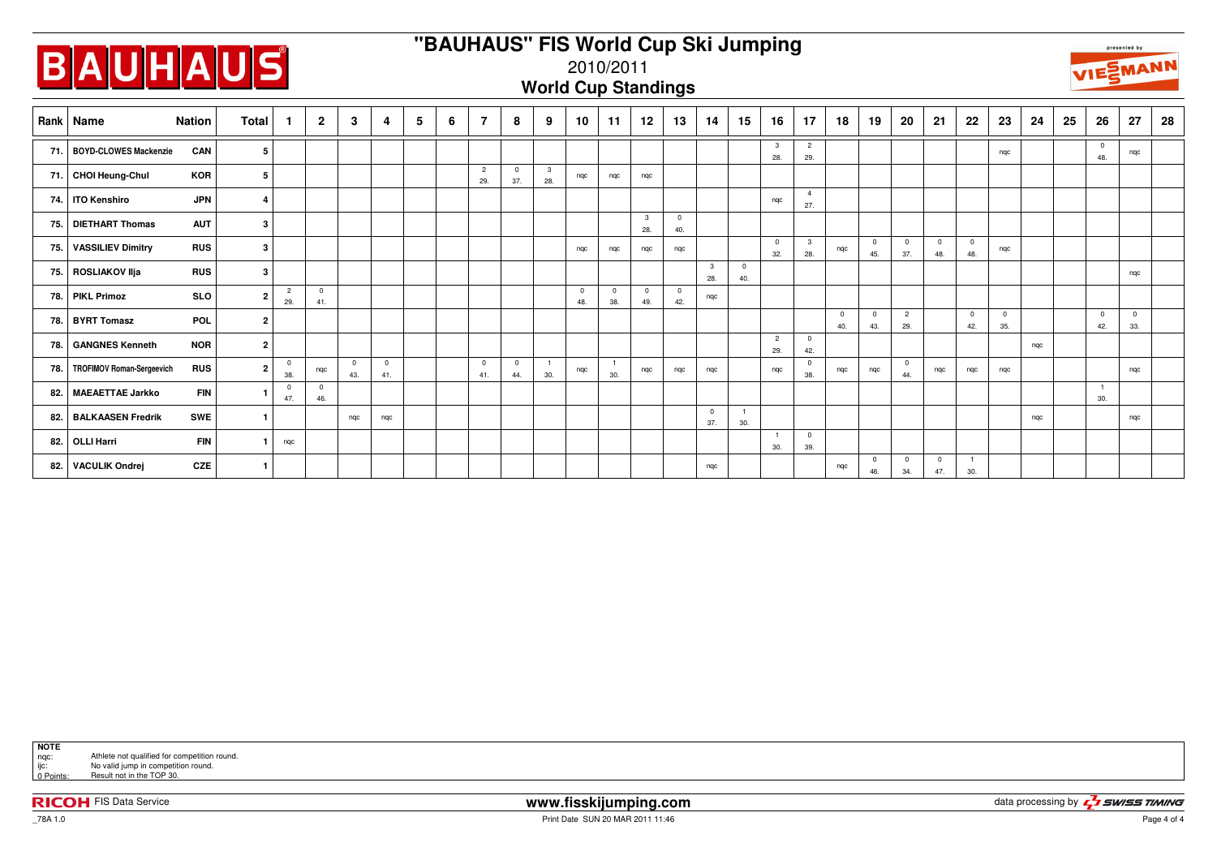# "BAUHAUS" FIS World Cup Ski Jumping

2010/2011

## World Cup Standings

| Rank | Name | Nation | Total | 1 | 2 | 3 | 4 | 5 | 6 | 7 | 8 | 9 | 10 | 11 | 12 | 13 | 14 | 15 | 16 | 17 | 18 | 19 | 20 | 21 | 22 | 23 | 24 | 25 | 26 | 27 | 28 |
|---|---|---|---|---|---|---|---|---|---|---|---|---|---|---|---|---|---|---|---|---|---|---|---|---|---|---|---|---|---|---|---|
| 71. | BOYD-CLOWES Mackenzie | CAN | 5 | | | | | | | | | | | | | | | | 3 28. | 2 29. | | | | | | nqc | | | 0 48. | nqc | |
| 71. | CHOI Heung-Chul | KOR | 5 | | | | | | | 2 29. | 0 37. | 3 28. | nqc | nqc | nqc | | | | | | | | | | | | | | | | |
| 74. | ITO Kenshiro | JPN | 4 | | | | | | | | | | | | | | | | nqc | 4 27. | | | | | | | | | | | |
| 75. | DIETHART Thomas | AUT | 3 | | | | | | | | | | | | 3 28. | 0 40. | | | | | | | | | | | | | | | |
| 75. | VASSILIEV Dimitry | RUS | 3 | | | | | | | | | | nqc | nqc | nqc | nqc | | | 0 32. | 3 28. | nqc | 0 45. | 0 37. | 0 48. | 0 48. | nqc | | | | | |
| 75. | ROSLIAKOV Ilja | RUS | 3 | | | | | | | | | | | | | | 3 28. | 0 40. | | | | | | | | | | | | nqc | |
| 78. | PIKL Primoz | SLO | 2 | 2 29. | 0 41. | | | | | | | | 0 48. | 0 38. | 0 49. | 0 42. | nqc | | | | | | | | | | | | | | |
| 78. | BYRT Tomasz | POL | 2 | | | | | | | | | | | | | | | | | | 0 40. | 0 43. | 2 29. | | 0 42. | 0 35. | | | 0 42. | 0 33. | |
| 78. | GANGNES Kenneth | NOR | 2 | | | | | | | | | | | | | | | | 2 29. | 0 42. | | | | | | | nqc | | | | |
| 78. | TROFIMOV Roman-Sergeevich | RUS | 2 | 0 38. | nqc | 0 43. | 0 41. | | | 0 41. | 0 44. | 1 30. | nqc | 1 30. | nqc | nqc | nqc | | nqc | 0 38. | nqc | nqc | 0 44. | nqc | nqc | nqc | | | | nqc | |
| 82. | MAEAETTAE Jarkko | FIN | 1 | 0 47. | 0 46. | | | | | | | | | | | | | | | | | | | | | | | | 1 30. | | |
| 82. | BALKAASEN Fredrik | SWE | 1 | | | nqc | nqc | | | | | | | | | | 0 37. | 1 30. | | | | | | | | | nqc | | | nqc | |
| 82. | OLLI Harri | FIN | 1 | nqc | | | | | | | | | | | | | | | 1 30. | 0 39. | | | | | | | | | | | |
| 82. | VACULIK Ondrej | CZE | 1 | | | | | | | | | | | | | | nqc | | | | nqc | 0 46. | 0 34. | 0 47. | 1 30. | | | | | | |

**NOTE**

nqc: Athlete not qualified for competition round.
ijc: No valid jump in competition round.
0 Points: Result not in the TOP 30.

FIS Data Service — www.fisskijumping.com — data processing by SWISS TIMING

_78A 1.0 — Print Date SUN 20 MAR 2011 11:46